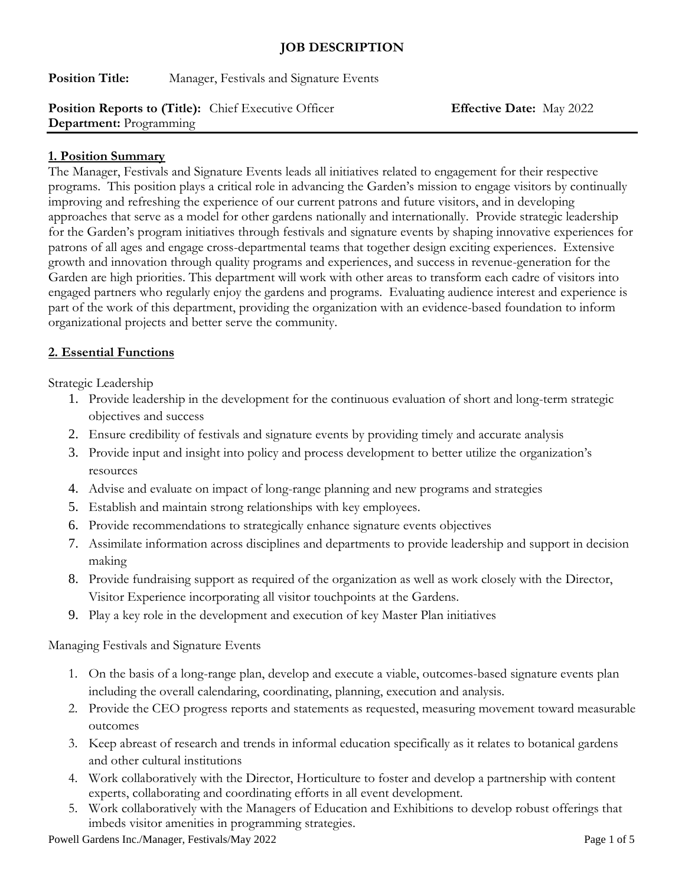# JOB DESCRIPTION

**Position Title:** Manager, Festivals and Signature Events

**Position Reports to (Title):** Chief Executive Officer **Effective Date:** May 2022
**Department:** Programming

## 1. Position Summary

The Manager, Festivals and Signature Events leads all initiatives related to engagement for their respective programs. This position plays a critical role in advancing the Garden's mission to engage visitors by continually improving and refreshing the experience of our current patrons and future visitors, and in developing approaches that serve as a model for other gardens nationally and internationally. Provide strategic leadership for the Garden's program initiatives through festivals and signature events by shaping innovative experiences for patrons of all ages and engage cross-departmental teams that together design exciting experiences. Extensive growth and innovation through quality programs and experiences, and success in revenue-generation for the Garden are high priorities. This department will work with other areas to transform each cadre of visitors into engaged partners who regularly enjoy the gardens and programs. Evaluating audience interest and experience is part of the work of this department, providing the organization with an evidence-based foundation to inform organizational projects and better serve the community.

## 2. Essential Functions

Strategic Leadership

1. Provide leadership in the development for the continuous evaluation of short and long-term strategic objectives and success
2. Ensure credibility of festivals and signature events by providing timely and accurate analysis
3. Provide input and insight into policy and process development to better utilize the organization's resources
4. Advise and evaluate on impact of long-range planning and new programs and strategies
5. Establish and maintain strong relationships with key employees.
6. Provide recommendations to strategically enhance signature events objectives
7. Assimilate information across disciplines and departments to provide leadership and support in decision making
8. Provide fundraising support as required of the organization as well as work closely with the Director, Visitor Experience incorporating all visitor touchpoints at the Gardens.
9. Play a key role in the development and execution of key Master Plan initiatives

Managing Festivals and Signature Events

1. On the basis of a long-range plan, develop and execute a viable, outcomes-based signature events plan including the overall calendaring, coordinating, planning, execution and analysis.
2. Provide the CEO progress reports and statements as requested, measuring movement toward measurable outcomes
3. Keep abreast of research and trends in informal education specifically as it relates to botanical gardens and other cultural institutions
4. Work collaboratively with the Director, Horticulture to foster and develop a partnership with content experts, collaborating and coordinating efforts in all event development.
5. Work collaboratively with the Managers of Education and Exhibitions to develop robust offerings that imbeds visitor amenities in programming strategies.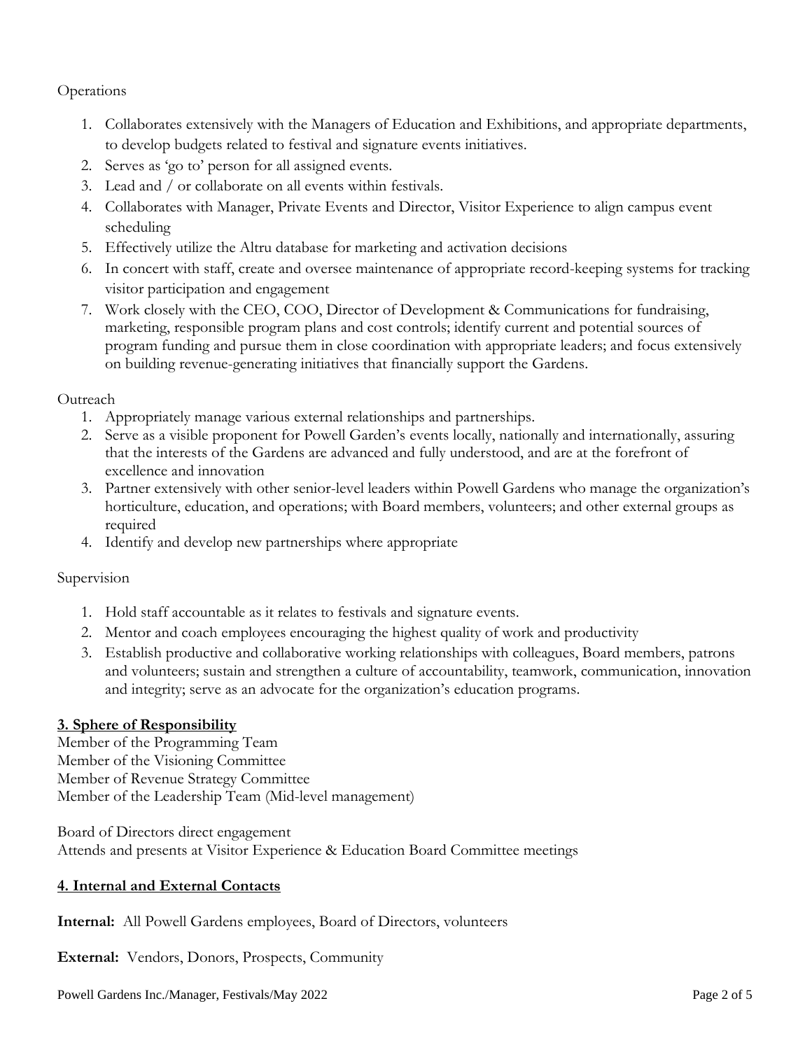Operations

1. Collaborates extensively with the Managers of Education and Exhibitions, and appropriate departments, to develop budgets related to festival and signature events initiatives.
2. Serves as 'go to' person for all assigned events.
3. Lead and / or collaborate on all events within festivals.
4. Collaborates with Manager, Private Events and Director, Visitor Experience to align campus event scheduling
5. Effectively utilize the Altru database for marketing and activation decisions
6. In concert with staff, create and oversee maintenance of appropriate record-keeping systems for tracking visitor participation and engagement
7. Work closely with the CEO, COO, Director of Development & Communications for fundraising, marketing, responsible program plans and cost controls; identify current and potential sources of program funding and pursue them in close coordination with appropriate leaders; and focus extensively on building revenue-generating initiatives that financially support the Gardens.

Outreach

1. Appropriately manage various external relationships and partnerships.
2. Serve as a visible proponent for Powell Garden's events locally, nationally and internationally, assuring that the interests of the Gardens are advanced and fully understood, and are at the forefront of excellence and innovation
3. Partner extensively with other senior-level leaders within Powell Gardens who manage the organization's horticulture, education, and operations; with Board members, volunteers; and other external groups as required
4. Identify and develop new partnerships where appropriate

Supervision

1. Hold staff accountable as it relates to festivals and signature events.
2. Mentor and coach employees encouraging the highest quality of work and productivity
3. Establish productive and collaborative working relationships with colleagues, Board members, patrons and volunteers; sustain and strengthen a culture of accountability, teamwork, communication, innovation and integrity; serve as an advocate for the organization's education programs.

## 3. Sphere of Responsibility

Member of the Programming Team
Member of the Visioning Committee
Member of Revenue Strategy Committee
Member of the Leadership Team (Mid-level management)

Board of Directors direct engagement
Attends and presents at Visitor Experience & Education Board Committee meetings

## 4. Internal and External Contacts

**Internal:** All Powell Gardens employees, Board of Directors, volunteers

**External:** Vendors, Donors, Prospects, Community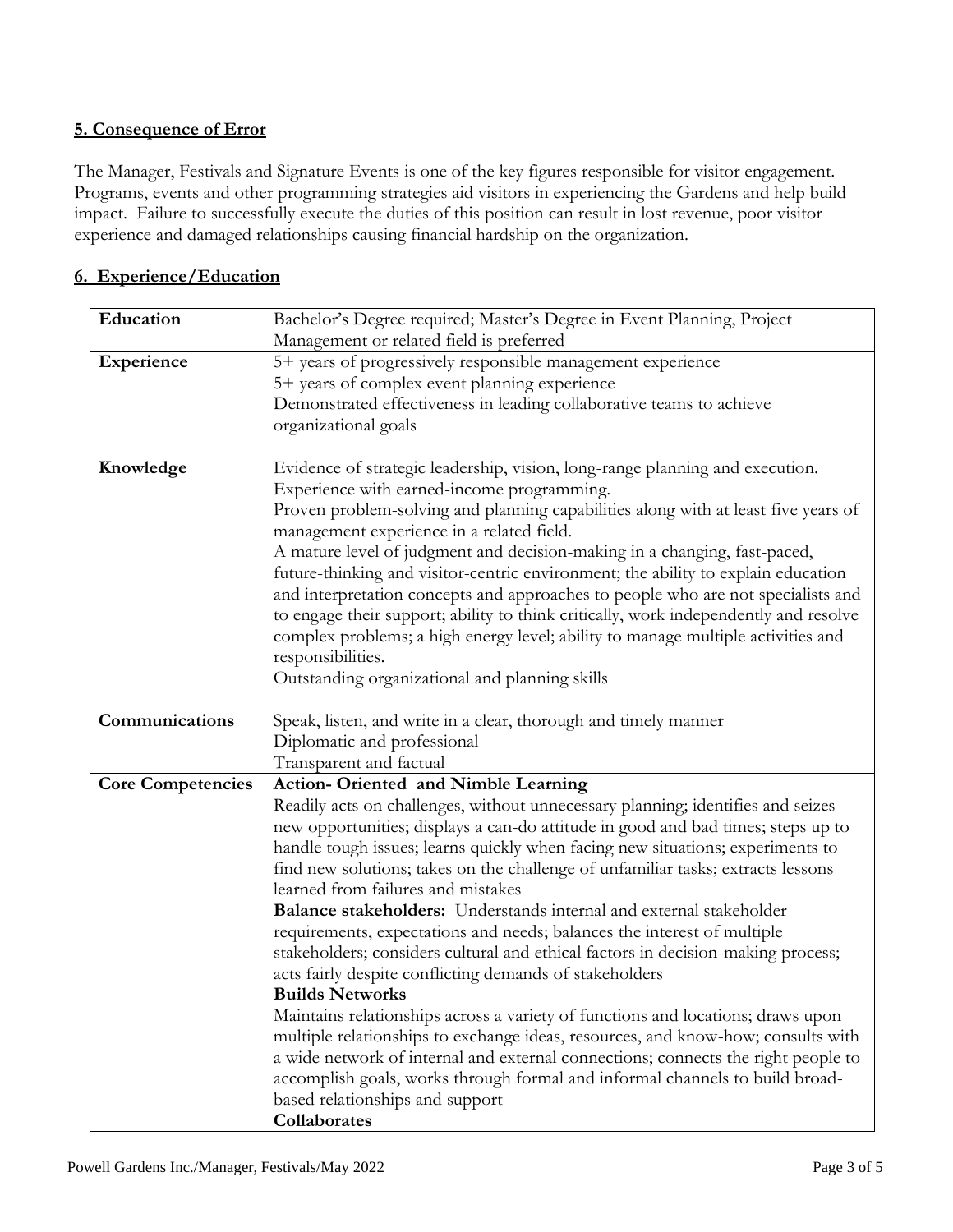## 5. Consequence of Error

The Manager, Festivals and Signature Events is one of the key figures responsible for visitor engagement. Programs, events and other programming strategies aid visitors in experiencing the Gardens and help build impact. Failure to successfully execute the duties of this position can result in lost revenue, poor visitor experience and damaged relationships causing financial hardship on the organization.

## 6. Experience/Education

| | |
|---|---|
| **Education** | Bachelor's Degree required; Master's Degree in Event Planning, Project Management or related field is preferred |
| **Experience** | 5+ years of progressively responsible management experience<br>5+ years of complex event planning experience<br>Demonstrated effectiveness in leading collaborative teams to achieve organizational goals |
| **Knowledge** | Evidence of strategic leadership, vision, long-range planning and execution.<br>Experience with earned-income programming.<br>Proven problem-solving and planning capabilities along with at least five years of management experience in a related field.<br>A mature level of judgment and decision-making in a changing, fast-paced, future-thinking and visitor-centric environment; the ability to explain education and interpretation concepts and approaches to people who are not specialists and to engage their support; ability to think critically, work independently and resolve complex problems; a high energy level; ability to manage multiple activities and responsibilities.<br>Outstanding organizational and planning skills |
| **Communications** | Speak, listen, and write in a clear, thorough and timely manner<br>Diplomatic and professional<br>Transparent and factual |
| **Core Competencies** | **Action- Oriented and Nimble Learning**<br>Readily acts on challenges, without unnecessary planning; identifies and seizes new opportunities; displays a can-do attitude in good and bad times; steps up to handle tough issues; learns quickly when facing new situations; experiments to find new solutions; takes on the challenge of unfamiliar tasks; extracts lessons learned from failures and mistakes<br>**Balance stakeholders:** Understands internal and external stakeholder requirements, expectations and needs; balances the interest of multiple stakeholders; considers cultural and ethical factors in decision-making process; acts fairly despite conflicting demands of stakeholders<br>**Builds Networks**<br>Maintains relationships across a variety of functions and locations; draws upon multiple relationships to exchange ideas, resources, and know-how; consults with a wide network of internal and external connections; connects the right people to accomplish goals, works through formal and informal channels to build broad-based relationships and support<br>**Collaborates** |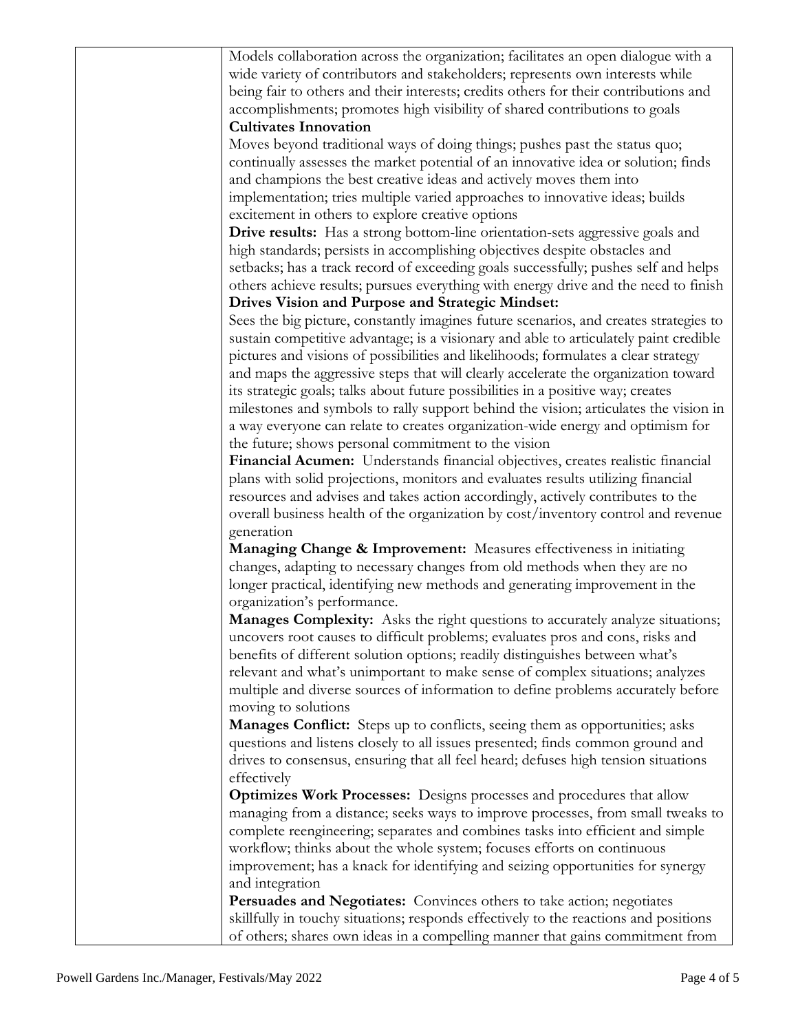| | |
|---|---|
| | Models collaboration across the organization; facilitates an open dialogue with a wide variety of contributors and stakeholders; represents own interests while being fair to others and their interests; credits others for their contributions and accomplishments; promotes high visibility of shared contributions to goals<br>**Cultivates Innovation**<br>Moves beyond traditional ways of doing things; pushes past the status quo; continually assesses the market potential of an innovative idea or solution; finds and champions the best creative ideas and actively moves them into implementation; tries multiple varied approaches to innovative ideas; builds excitement in others to explore creative options<br>**Drive results:** Has a strong bottom-line orientation-sets aggressive goals and high standards; persists in accomplishing objectives despite obstacles and setbacks; has a track record of exceeding goals successfully; pushes self and helps others achieve results; pursues everything with energy drive and the need to finish<br>**Drives Vision and Purpose and Strategic Mindset:**<br>Sees the big picture, constantly imagines future scenarios, and creates strategies to sustain competitive advantage; is a visionary and able to articulately paint credible pictures and visions of possibilities and likelihoods; formulates a clear strategy and maps the aggressive steps that will clearly accelerate the organization toward its strategic goals; talks about future possibilities in a positive way; creates milestones and symbols to rally support behind the vision; articulates the vision in a way everyone can relate to creates organization-wide energy and optimism for the future; shows personal commitment to the vision<br>**Financial Acumen:** Understands financial objectives, creates realistic financial plans with solid projections, monitors and evaluates results utilizing financial resources and advises and takes action accordingly, actively contributes to the overall business health of the organization by cost/inventory control and revenue generation<br>**Managing Change & Improvement:** Measures effectiveness in initiating changes, adapting to necessary changes from old methods when they are no longer practical, identifying new methods and generating improvement in the organization's performance.<br>**Manages Complexity:** Asks the right questions to accurately analyze situations; uncovers root causes to difficult problems; evaluates pros and cons, risks and benefits of different solution options; readily distinguishes between what's relevant and what's unimportant to make sense of complex situations; analyzes multiple and diverse sources of information to define problems accurately before moving to solutions<br>**Manages Conflict:** Steps up to conflicts, seeing them as opportunities; asks questions and listens closely to all issues presented; finds common ground and drives to consensus, ensuring that all feel heard; defuses high tension situations effectively<br>**Optimizes Work Processes:** Designs processes and procedures that allow managing from a distance; seeks ways to improve processes, from small tweaks to complete reengineering; separates and combines tasks into efficient and simple workflow; thinks about the whole system; focuses efforts on continuous improvement; has a knack for identifying and seizing opportunities for synergy and integration<br>**Persuades and Negotiates:** Convinces others to take action; negotiates skillfully in touchy situations; responds effectively to the reactions and positions of others; shares own ideas in a compelling manner that gains commitment from |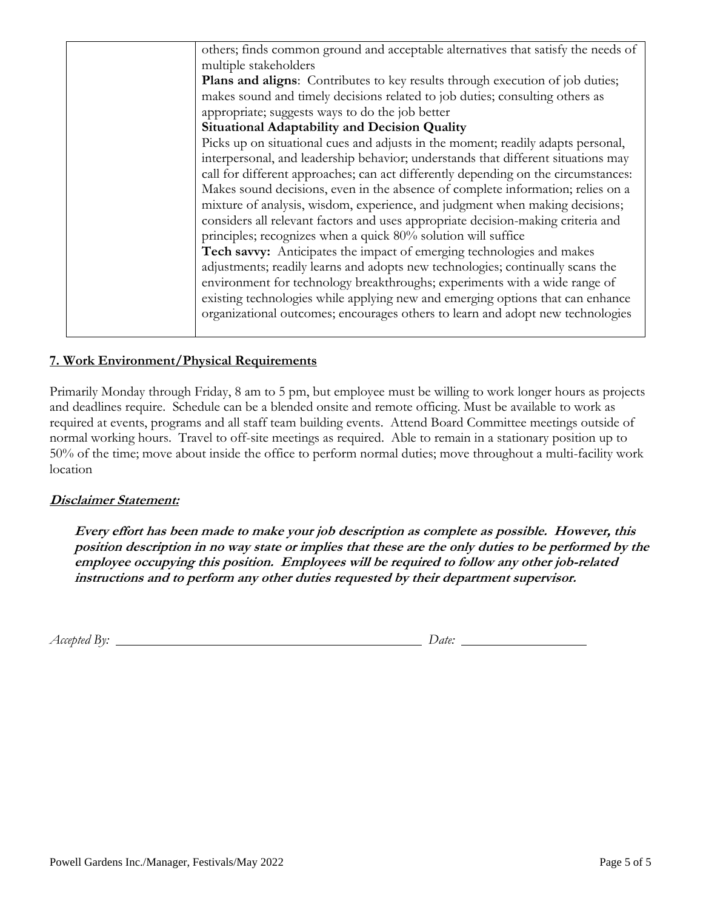| | |
|---|---|
| | others; finds common ground and acceptable alternatives that satisfy the needs of multiple stakeholders<br>**Plans and aligns**: Contributes to key results through execution of job duties; makes sound and timely decisions related to job duties; consulting others as appropriate; suggests ways to do the job better<br>**Situational Adaptability and Decision Quality**<br>Picks up on situational cues and adjusts in the moment; readily adapts personal, interpersonal, and leadership behavior; understands that different situations may call for different approaches; can act differently depending on the circumstances: Makes sound decisions, even in the absence of complete information; relies on a mixture of analysis, wisdom, experience, and judgment when making decisions; considers all relevant factors and uses appropriate decision-making criteria and principles; recognizes when a quick 80% solution will suffice<br>**Tech savvy:** Anticipates the impact of emerging technologies and makes adjustments; readily learns and adopts new technologies; continually scans the environment for technology breakthroughs; experiments with a wide range of existing technologies while applying new and emerging options that can enhance organizational outcomes; encourages others to learn and adopt new technologies |

## 7. Work Environment/Physical Requirements

Primarily Monday through Friday, 8 am to 5 pm, but employee must be willing to work longer hours as projects and deadlines require. Schedule can be a blended onsite and remote officing. Must be available to work as required at events, programs and all staff team building events. Attend Board Committee meetings outside of normal working hours. Travel to off-site meetings as required. Able to remain in a stationary position up to 50% of the time; move about inside the office to perform normal duties; move throughout a multi-facility work location

***Disclaimer Statement:***

***Every effort has been made to make your job description as complete as possible. However, this position description in no way state or implies that these are the only duties to be performed by the employee occupying this position. Employees will be required to follow any other job-related instructions and to perform any other duties requested by their department supervisor.***

*Accepted By:* ______________________________ *Date:* ______________